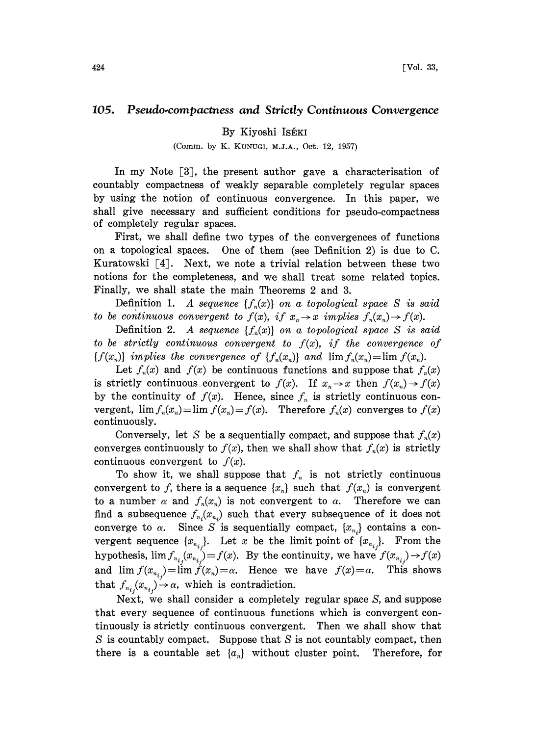# 105. Pseudo-compactness and Strictly Continuous Convergence

By Kiyoshi ISÉKI

(Comm. by K. KUNUGI, M.J.A., Oct. 12, 1957)

In my Note [3], the present author gave a characterisation of countably compactness of weakly separable completely regular spaces by using the notion of continuous convergence. In this paper, we shall give necessary and sufficient conditions for pseudo-compactness of completely regular spaces.

First, we shall define two types of the convergences of functions on a topological spaces. One of them (see Definition 2) is due to C. Kuratowski [4]. Next, we note a trivial relation between these two notions for the completeness, and we shall treat some related topics. Finally, we shall state the main Theorems 2 and 3.

Definition 1. *A sequence $\{f_n(x)\}$ on a topological space $S$ is said to be continuous convergent to $f(x)$, if $x_n \to x$ implies $f_n(x_n) \to f(x)$.*

Definition 2. *A sequence $\{f_n(x)\}$ on a topological space $S$ is said to be strictly continuous convergent to $f(x)$, if the convergence of $\{f(x_n)\}$ implies the convergence of $\{f_n(x_n)\}$ and $\lim f_n(x_n) = \lim f(x_n)$.*

Let $f_n(x)$ and $f(x)$ be continuous functions and suppose that $f_n(x)$ is strictly continuous convergent to $f(x)$. If $x_n \to x$ then $f(x_n) \to f(x)$ by the continuity of $f(x)$. Hence, since $f_n$ is strictly continuous convergent, $\lim f_n(x_n) = \lim f(x_n) = f(x)$. Therefore $f_n(x)$ converges to $f(x)$ continuously.

Conversely, let $S$ be a sequentially compact, and suppose that $f_n(x)$ converges continuously to $f(x)$, then we shall show that $f_n(x)$ is strictly continuous convergent to $f(x)$.

To show it, we shall suppose that $f_n$ is not strictly continuous convergent to $f$, there is a sequence $\{x_n\}$ such that $f(x_n)$ is convergent to a number $\alpha$ and $f_n(x_n)$ is not convergent to $\alpha$. Therefore we can find a subsequence $f_{n_i}(x_{n_i})$ such that every subsequence of it does not converge to $\alpha$. Since $S$ is sequentially compact, $\{x_{n_i}\}$ contains a convergent sequence $\{x_{n_{i_j}}\}$. Let $x$ be the limit point of $\{x_{n_{i_j}}\}$. From the hypothesis, $\lim f_{n_{i_j}}(x_{n_{i_j}}) = f(x)$. By the continuity, we have $f(x_{n_{i_j}}) \to f(x)$ and $\lim f(x_{n_{i_j}}) = \lim f(x_n) = \alpha$. Hence we have $f(x) = \alpha$. This shows that $f_{n_{i_j}}(x_{n_{i_j}}) \to \alpha$, which is contradiction.

Next, we shall consider a completely regular space $S$, and suppose that every sequence of continuous functions which is convergent continuously is strictly continuous convergent. Then we shall show that $S$ is countably compact. Suppose that $S$ is not countably compact, then there is a countable set $\{a_n\}$ without cluster point. Therefore, for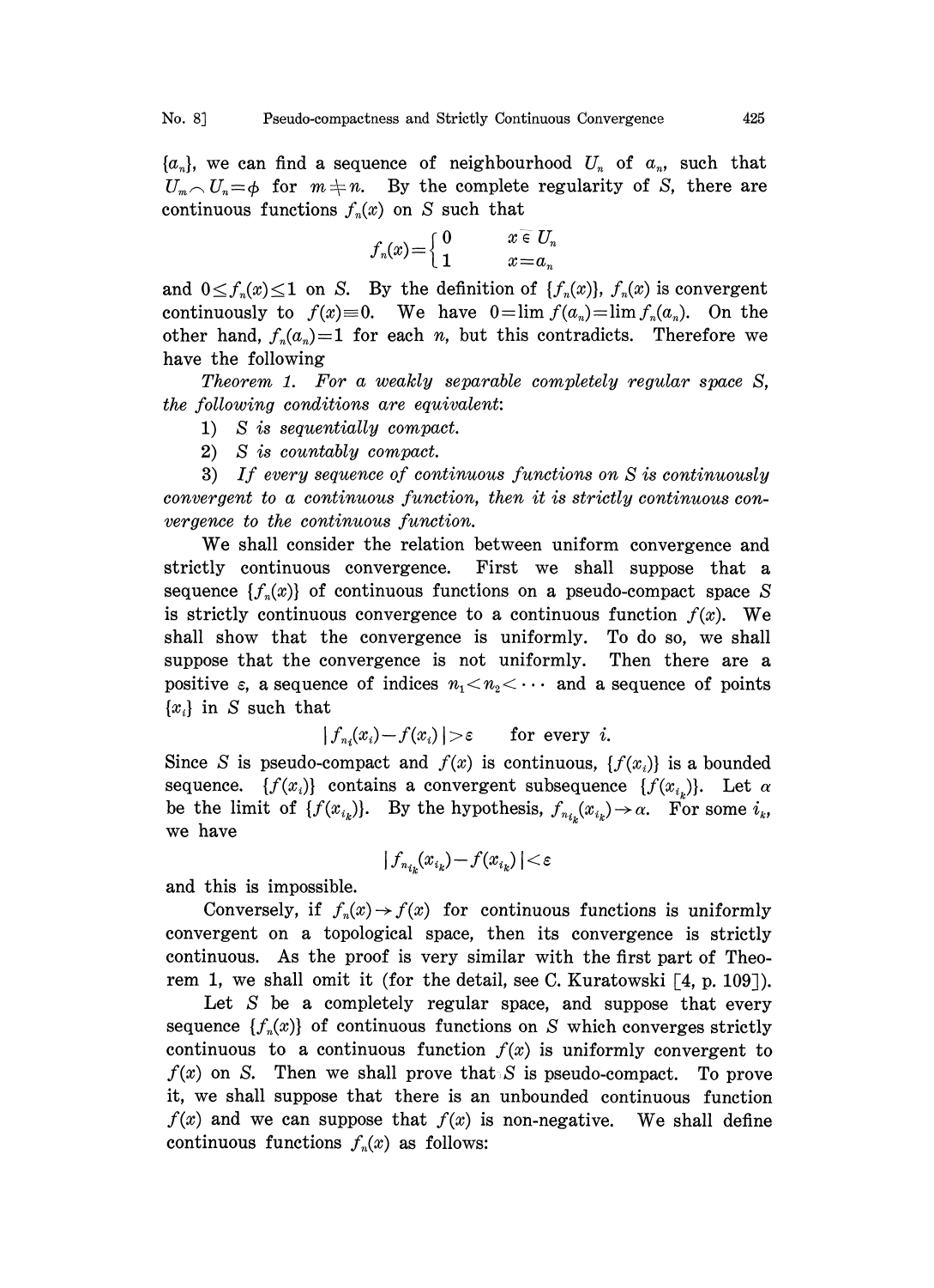$\{a_n\}$, we can find a sequence of neighbourhood $U_n$ of $a_n$, such that $U_m \frown U_n = \phi$ for $m \neq n$. By the complete regularity of $S$, there are continuous functions $f_n(x)$ on $S$ such that

$$f_n(x)=\begin{cases} 0 & x \bar{\in} U_n \\ 1 & x=a_n \end{cases}$$

and $0 \leq f_n(x) \leq 1$ on $S$. By the definition of $\{f_n(x)\}$, $f_n(x)$ is convergent continuously to $f(x)\equiv 0$. We have $0=\lim f(a_n)=\lim f_n(a_n)$. On the other hand, $f_n(a_n)=1$ for each $n$, but this contradicts. Therefore we have the following

*Theorem 1. For a weakly separable completely regular space $S$, the following conditions are equivalent:*

1) *$S$ is sequentially compact.*

2) *$S$ is countably compact.*

3) *If every sequence of continuous functions on $S$ is continuously convergent to a continuous function, then it is strictly continuous convergence to the continuous function.*

We shall consider the relation between uniform convergence and strictly continuous convergence. First we shall suppose that a sequence $\{f_n(x)\}$ of continuous functions on a pseudo-compact space $S$ is strictly continuous convergence to a continuous function $f(x)$. We shall show that the convergence is uniformly. To do so, we shall suppose that the convergence is not uniformly. Then there are a positive $\varepsilon$, a sequence of indices $n_1 < n_2 < \cdots$ and a sequence of points $\{x_i\}$ in $S$ such that

$$|f_{n_i}(x_i)-f(x_i)| > \varepsilon \qquad \text{for every } i.$$

Since $S$ is pseudo-compact and $f(x)$ is continuous, $\{f(x_i)\}$ is a bounded sequence. $\{f(x_i)\}$ contains a convergent subsequence $\{f(x_{i_k})\}$. Let $\alpha$ be the limit of $\{f(x_{i_k})\}$. By the hypothesis, $f_{n_{i_k}}(x_{i_k}) \to \alpha$. For some $i_k$, we have

$$|f_{n_{i_k}}(x_{i_k})-f(x_{i_k})| < \varepsilon$$

and this is impossible.

Conversely, if $f_n(x) \to f(x)$ for continuous functions is uniformly convergent on a topological space, then its convergence is strictly continuous. As the proof is very similar with the first part of Theorem 1, we shall omit it (for the detail, see C. Kuratowski [4, p. 109]).

Let $S$ be a completely regular space, and suppose that every sequence $\{f_n(x)\}$ of continuous functions on $S$ which converges strictly continuous to a continuous function $f(x)$ is uniformly convergent to $f(x)$ on $S$. Then we shall prove that $S$ is pseudo-compact. To prove it, we shall suppose that there is an unbounded continuous function $f(x)$ and we can suppose that $f(x)$ is non-negative. We shall define continuous functions $f_n(x)$ as follows: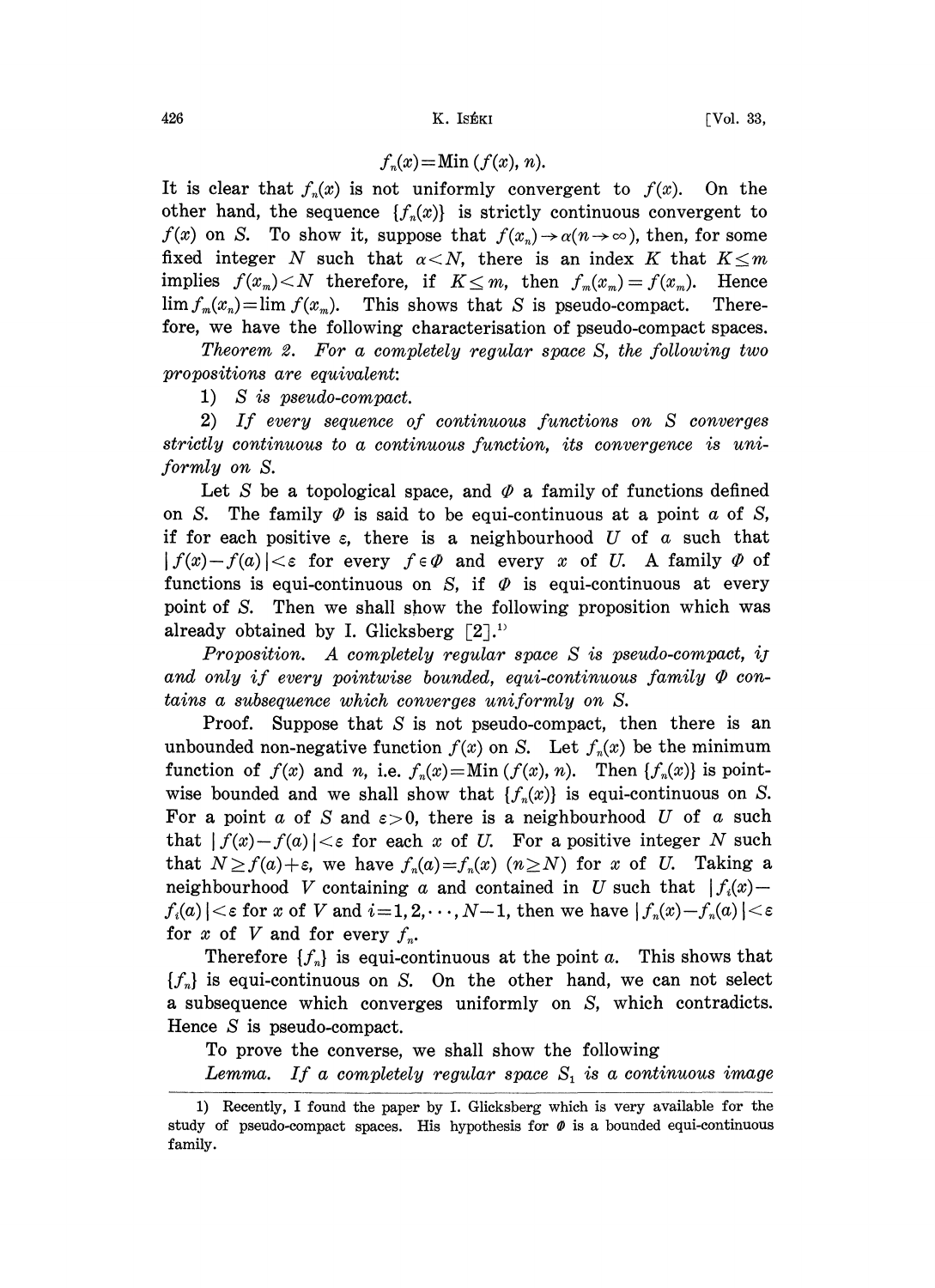$$f_n(x) = \text{Min}\,(f(x), n).$$

It is clear that $f_n(x)$ is not uniformly convergent to $f(x)$. On the other hand, the sequence $\{f_n(x)\}$ is strictly continuous convergent to $f(x)$ on $S$. To show it, suppose that $f(x_n) \to \alpha (n \to \infty)$, then, for some fixed integer $N$ such that $\alpha < N$, there is an index $K$ that $K \leq m$ implies $f(x_m) < N$ therefore, if $K \leq m$, then $f_m(x_m) = f(x_m)$. Hence $\lim f_m(x_n) = \lim f(x_m)$. This shows that $S$ is pseudo-compact. Therefore, we have the following characterisation of pseudo-compact spaces.

*Theorem 2. For a completely regular space $S$, the following two propositions are equivalent:*

1) *$S$ is pseudo-compact.*

2) *If every sequence of continuous functions on $S$ converges strictly continuous to a continuous function, its convergence is uniformly on $S$.*

Let $S$ be a topological space, and $\Phi$ a family of functions defined on $S$. The family $\Phi$ is said to be equi-continuous at a point $a$ of $S$, if for each positive $\varepsilon$, there is a neighbourhood $U$ of $a$ such that $|f(x) - f(a)| < \varepsilon$ for every $f \in \Phi$ and every $x$ of $U$. A family $\Phi$ of functions is equi-continuous on $S$, if $\Phi$ is equi-continuous at every point of $S$. Then we shall show the following proposition which was already obtained by I. Glicksberg [2].[1]

*Proposition. A completely regular space $S$ is pseudo-compact, if and only if every pointwise bounded, equi-continuous family $\Phi$ contains a subsequence which converges uniformly on $S$.*

Proof. Suppose that $S$ is not pseudo-compact, then there is an unbounded non-negative function $f(x)$ on $S$. Let $f_n(x)$ be the minimum function of $f(x)$ and $n$, i.e. $f_n(x) = \text{Min}\,(f(x), n)$. Then $\{f_n(x)\}$ is pointwise bounded and we shall show that $\{f_n(x)\}$ is equi-continuous on $S$. For a point $a$ of $S$ and $\varepsilon > 0$, there is a neighbourhood $U$ of $a$ such that $|f(x) - f(a)| < \varepsilon$ for each $x$ of $U$. For a positive integer $N$ such that $N \geq f(a) + \varepsilon$, we have $f_n(a) = f_n(x)$ $(n \geq N)$ for $x$ of $U$. Taking a neighbourhood $V$ containing $a$ and contained in $U$ such that $|f_i(x) - f_i(a)| < \varepsilon$ for $x$ of $V$ and $i = 1, 2, \cdots, N-1$, then we have $|f_n(x) - f_n(a)| < \varepsilon$ for $x$ of $V$ and for every $f_n$.

Therefore $\{f_n\}$ is equi-continuous at the point $a$. This shows that $\{f_n\}$ is equi-continuous on $S$. On the other hand, we can not select a subsequence which converges uniformly on $S$, which contradicts. Hence $S$ is pseudo-compact.

To prove the converse, we shall show the following

*Lemma. If a completely regular space $S_1$ is a continuous image*

---

1) Recently, I found the paper by I. Glicksberg which is very available for the study of pseudo-compact spaces. His hypothesis for $\Phi$ is a bounded equi-continuous family.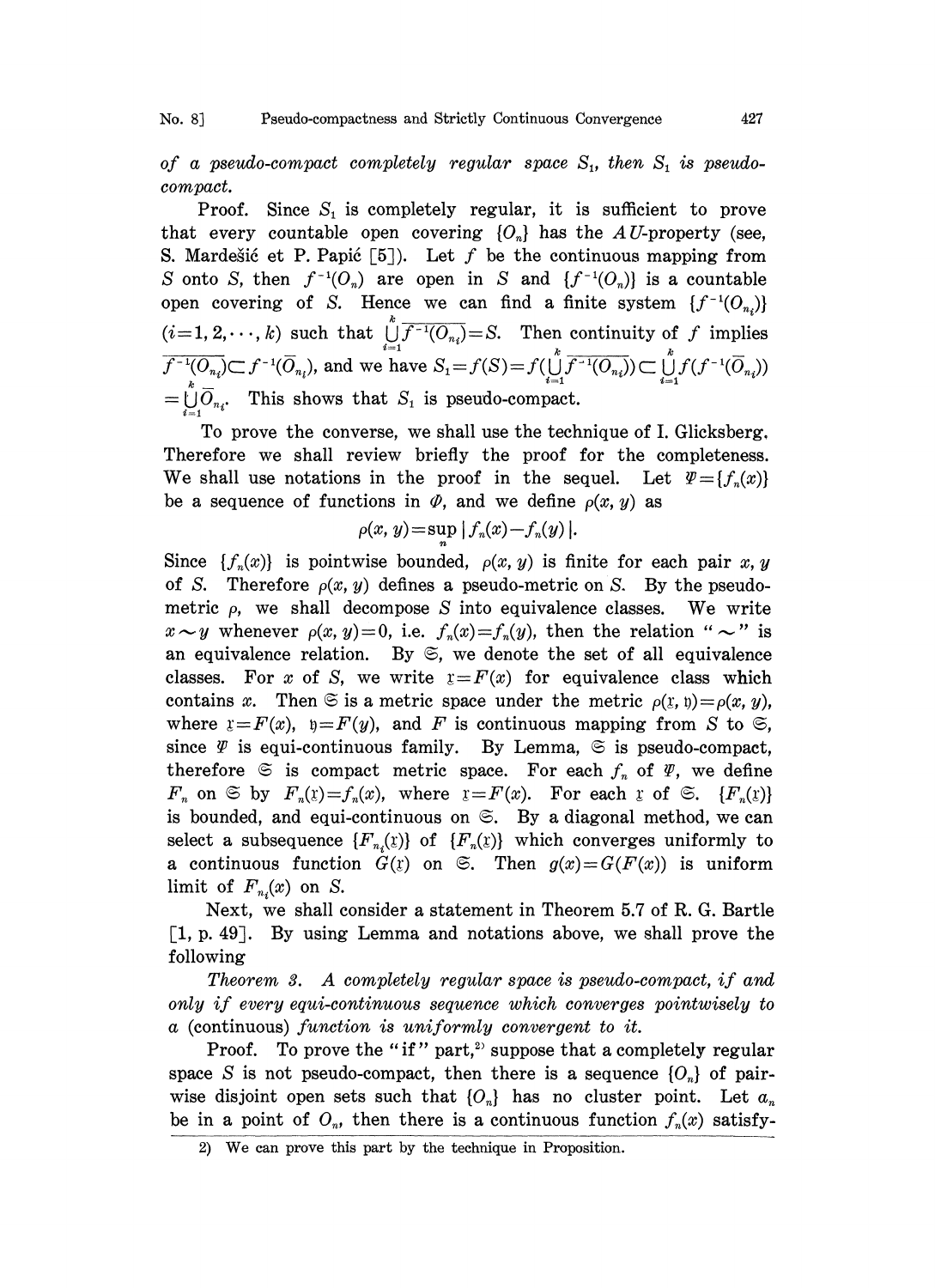*of a pseudo-compact completely regular space $S_1$, then $S_1$ is pseudo-compact.*

Proof. Since $S_1$ is completely regular, it is sufficient to prove that every countable open covering $\{O_n\}$ has the $AU$-property (see, S. Mardešić et P. Papić [5]). Let $f$ be the continuous mapping from $S$ onto $S$, then $f^{-1}(O_n)$ are open in $S$ and $\{f^{-1}(O_n)\}$ is a countable open covering of $S$. Hence we can find a finite system $\{f^{-1}(O_{n_i})\}$ $(i=1, 2, \cdots, k)$ such that $\bigcup_{i=1}^{k}\overline{f^{-1}(O_{n_i})}=S$. Then continuity of $f$ implies $\overline{f^{-1}(O_{n_i})}\subset f^{-1}(\bar{O}_{n_i})$, and we have $S_1=f(S)=f(\bigcup_{i=1}^{k}\overline{f^{-1}(O_{n_i})})\subset\bigcup_{i=1}^{k}f(f^{-1}(\bar{O}_{n_i}))=\bigcup_{i=1}^{k}\bar{O}_{n_i}$. This shows that $S_1$ is pseudo-compact.

To prove the converse, we shall use the technique of I. Glicksberg. Therefore we shall review briefly the proof for the completeness. We shall use notations in the proof in the sequel. Let $\Psi=\{f_n(x)\}$ be a sequence of functions in $\Phi$, and we define $\rho(x, y)$ as

$$\rho(x, y)=\sup_n |f_n(x)-f_n(y)|.$$

Since $\{f_n(x)\}$ is pointwise bounded, $\rho(x, y)$ is finite for each pair $x, y$ of $S$. Therefore $\rho(x, y)$ defines a pseudo-metric on $S$. By the pseudo-metric $\rho$, we shall decompose $S$ into equivalence classes. We write $x\sim y$ whenever $\rho(x, y)=0$, i.e. $f_n(x)=f_n(y)$, then the relation "$\sim$" is an equivalence relation. By $\mathfrak{S}$, we denote the set of all equivalence classes. For $x$ of $S$, we write $\mathfrak{x}=F(x)$ for equivalence class which contains $x$. Then $\mathfrak{S}$ is a metric space under the metric $\rho(\mathfrak{x}, \mathfrak{y})=\rho(x, y)$, where $\mathfrak{x}=F(x)$, $\mathfrak{y}=F(y)$, and $F$ is continuous mapping from $S$ to $\mathfrak{S}$, since $\Psi$ is equi-continuous family. By Lemma, $\mathfrak{S}$ is pseudo-compact, therefore $\mathfrak{S}$ is compact metric space. For each $f_n$ of $\Psi$, we define $F_n$ on $\mathfrak{S}$ by $F_n(\mathfrak{x})=f_n(x)$, where $\mathfrak{x}=F(x)$. For each $\mathfrak{x}$ of $\mathfrak{S}$. $\{F_n(\mathfrak{x})\}$ is bounded, and equi-continuous on $\mathfrak{S}$. By a diagonal method, we can select a subsequence $\{F_{n_i}(\mathfrak{x})\}$ of $\{F_n(\mathfrak{x})\}$ which converges uniformly to a continuous function $G(\mathfrak{x})$ on $\mathfrak{S}$. Then $g(x)=G(F(x))$ is uniform limit of $F_{n_i}(x)$ on $S$.

Next, we shall consider a statement in Theorem 5.7 of R. G. Bartle [1, p. 49]. By using Lemma and notations above, we shall prove the following

*Theorem 3. A completely regular space is pseudo-compact, if and only if every equi-continuous sequence which converges pointwisely to a* (continuous) *function is uniformly convergent to it.*

Proof. To prove the "if" part,[2] suppose that a completely regular space $S$ is not pseudo-compact, then there is a sequence $\{O_n\}$ of pair-wise disjoint open sets such that $\{O_n\}$ has no cluster point. Let $a_n$ be in a point of $O_n$, then there is a continuous function $f_n(x)$ satisfy-

2) We can prove this part by the technique in Proposition.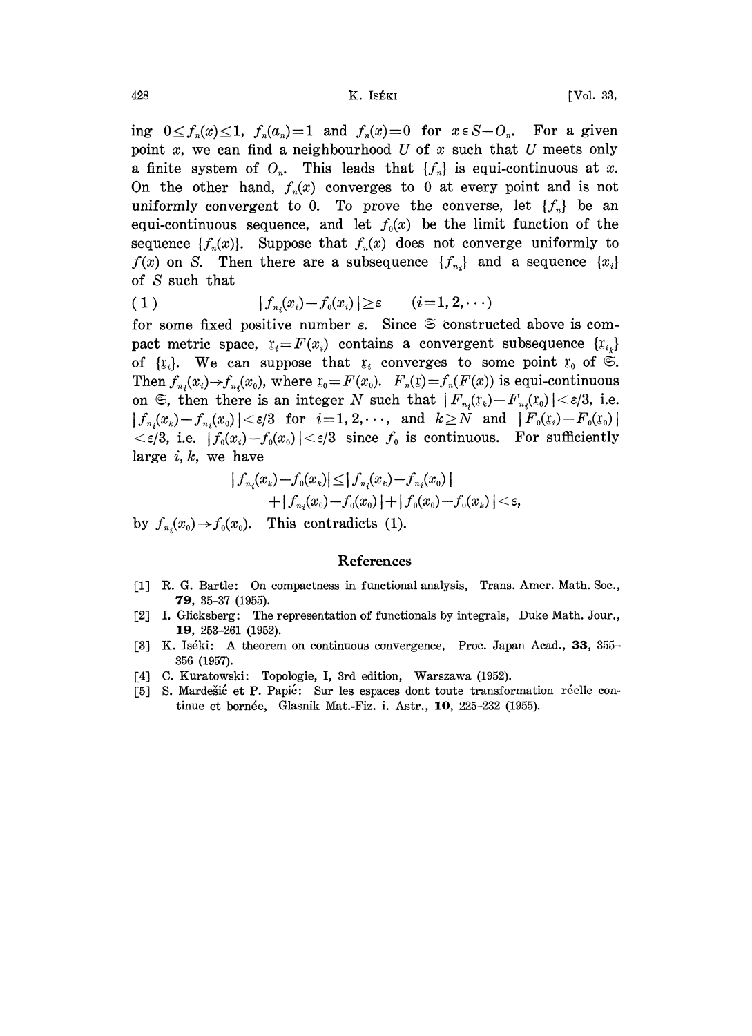ing $0 \leq f_n(x) \leq 1$, $f_n(a_n)=1$ and $f_n(x)=0$ for $x \in S-O_n$. For a given point $x$, we can find a neighbourhood $U$ of $x$ such that $U$ meets only a finite system of $O_n$. This leads that $\{f_n\}$ is equi-continuous at $x$. On the other hand, $f_n(x)$ converges to 0 at every point and is not uniformly convergent to 0. To prove the converse, let $\{f_n\}$ be an equi-continuous sequence, and let $f_0(x)$ be the limit function of the sequence $\{f_n(x)\}$. Suppose that $f_n(x)$ does not converge uniformly to $f(x)$ on $S$. Then there are a subsequence $\{f_{n_i}\}$ and a sequence $\{x_i\}$ of $S$ such that

$$(1) \qquad |f_{n_i}(x_i)-f_0(x_i)| \geq \varepsilon \qquad (i=1, 2, \cdots)$$

for some fixed positive number $\varepsilon$. Since $\mathfrak{S}$ constructed above is compact metric space, $\mathfrak{x}_i=F(x_i)$ contains a convergent subsequence $\{\mathfrak{x}_{i_k}\}$ of $\{\mathfrak{x}_i\}$. We can suppose that $\mathfrak{x}_i$ converges to some point $\mathfrak{x}_0$ of $\mathfrak{S}$. Then $f_{n_i}(x_i) \to f_{n_i}(x_0)$, where $\mathfrak{x}_0=F(x_0)$. $F_n(\mathfrak{x})=f_n(F(x))$ is equi-continuous on $\mathfrak{S}$, then there is an integer $N$ such that $|F_{n_i}(\mathfrak{x}_k)-F_{n_i}(\mathfrak{x}_0)|<\varepsilon/3$, i.e. $|f_{n_i}(x_k)-f_{n_i}(x_0)|<\varepsilon/3$ for $i=1, 2, \cdots$, and $k \geq N$ and $|F_0(\mathfrak{x}_i)-F_0(\mathfrak{x}_0)| < \varepsilon/3$, i.e. $|f_0(x_i)-f_0(x_0)|<\varepsilon/3$ since $f_0$ is continuous. For sufficiently large $i, k$, we have

$$|f_{n_i}(x_k)-f_0(x_k)| \leq |f_{n_i}(x_k)-f_{n_i}(x_0)| + |f_{n_i}(x_0)-f_0(x_0)| + |f_0(x_0)-f_0(x_k)| < \varepsilon,$$

by $f_{n_i}(x_0) \to f_0(x_0)$. This contradicts (1).

## References

[1] R. G. Bartle: On compactness in functional analysis, Trans. Amer. Math. Soc., **79**, 35–37 (1955).

[2] I. Glicksberg: The representation of functionals by integrals, Duke Math. Jour., **19**, 253–261 (1952).

[3] K. Iséki: A theorem on continuous convergence, Proc. Japan Acad., **33**, 355–356 (1957).

[4] C. Kuratowski: Topologie, I, 3rd edition, Warszawa (1952).

[5] S. Mardešić et P. Papić: Sur les espaces dont toute transformation réelle continue et bornée, Glasnik Mat.-Fiz. i. Astr., **10**, 225–232 (1955).